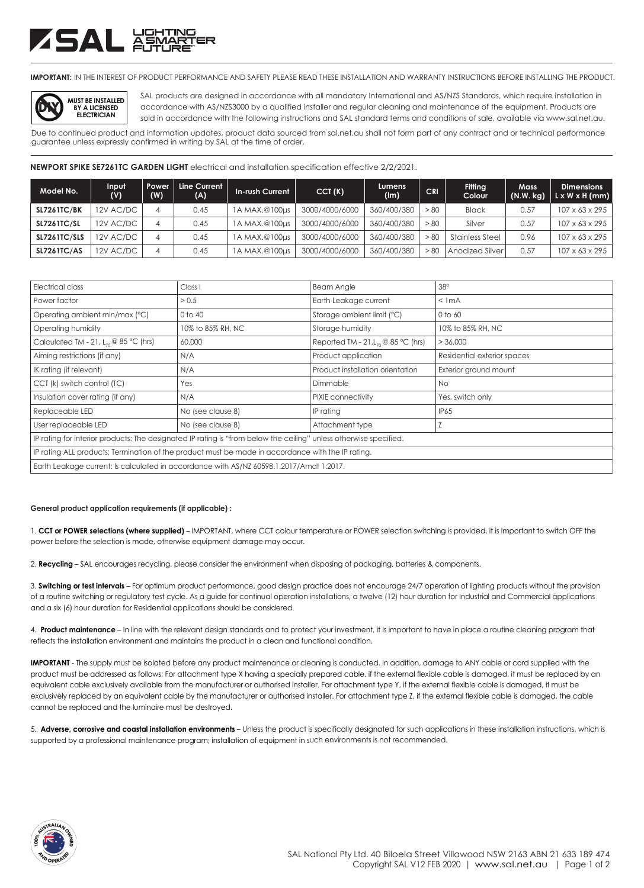**IMPORTANT:** IN THE INTEREST OF PRODUCT PERFORMANCE AND SAFETY PLEASE READ THESE INSTALLATION AND WARRANTY INSTRUCTIONS BEFORE INSTALLING THE PRODUCT.

MUST BE INSTALLED BY A LICENSED ELECTRICIAN

SAL products are designed in accordance with all mandatory International and AS/NZS Standards, which require installation in accordance with AS/NZS3000 by a qualified installer and regular cleaning and maintenance of the equipment. Products are sold in accordance with the following instructions and SAL standard terms and conditions of sale, available via www.sal.net.au.

Due to continued product and information updates, product data sourced from sal.net.au shall not form part of any contract and or technical performance guarantee unless expressly confirmed in writing by SAL at the time of order.

**NEWPORT SPIKE SE7261TC GARDEN LIGHT** electrical and installation specification effective 2/2/2021.

| Model No. | Input (V) | Power (W) | Line Current (A) | In-rush Current | CCT (K) | Lumens (lm) | CRI | Fitting Colour | Mass (N.W. kg) | Dimensions L x W x H (mm) |
|---|---|---|---|---|---|---|---|---|---|---|
| SL7261TC/BK | 12V AC/DC | 4 | 0.45 | 1A MAX.@100µs | 3000/4000/6000 | 360/400/380 | > 80 | Black | 0.57 | 107 x 63 x 295 |
| SL7261TC/SL | 12V AC/DC | 4 | 0.45 | 1A MAX.@100µs | 3000/4000/6000 | 360/400/380 | > 80 | Silver | 0.57 | 107 x 63 x 295 |
| SL7261TC/SLS | 12V AC/DC | 4 | 0.45 | 1A MAX.@100µs | 3000/4000/6000 | 360/400/380 | > 80 | Stainless Steel | 0.96 | 107 x 63 x 295 |
| SL7261TC/AS | 12V AC/DC | 4 | 0.45 | 1A MAX.@100µs | 3000/4000/6000 | 360/400/380 | > 80 | Anodized Silver | 0.57 | 107 x 63 x 295 |

| Electrical class | Class I | Beam Angle | 38° |
|---|---|---|---|
| Power factor | > 0.5 | Earth Leakage current | < 1mA |
| Operating ambient min/max (°C) | 0 to 40 | Storage ambient limit (°C) | 0 to 60 |
| Operating humidity | 10% to 85% RH, NC | Storage humidity | 10% to 85% RH, NC |
| Calculated TM - 21, $L_{70}$ @ 85 °C (hrs) | 60,000 | Reported TM - 21, $L_{70}$ @ 85 °C (hrs) | > 36,000 |
| Aiming restrictions (if any) | N/A | Product application | Residential exterior spaces |
| IK rating (if relevant) | N/A | Product installation orientation | Exterior ground mount |
| CCT (k) switch control (TC) | Yes | Dimmable | No |
| Insulation cover rating (if any) | N/A | PIXIE connectivity | Yes, switch only |
| Replaceable LED | No (see clause 8) | IP rating | IP65 |
| User replaceable LED | No (see clause 8) | Attachment type | Z |
| IP rating for interior products: The designated IP rating is "from below the ceiling" unless otherwise specified. | | | |
| IP rating ALL products; Termination of the product must be made in accordance with the IP rating. | | | |
| Earth Leakage current: Is calculated in accordance with AS/NZ 60598.1.2017/Amdt 1:2017. | | | |

**General product application requirements (if applicable) :**

1. **CCT or POWER selections (where supplied)** – IMPORTANT, where CCT colour temperature or POWER selection switching is provided, it is important to switch OFF the power before the selection is made, otherwise equipment damage may occur.

2. **Recycling** – SAL encourages recycling, please consider the environment when disposing of packaging, batteries & components.

3. **Switching or test intervals** – For optimum product performance, good design practice does not encourage 24/7 operation of lighting products without the provision of a routine switching or regulatory test cycle. As a guide for continual operation installations, a twelve (12) hour duration for Industrial and Commercial applications and a six (6) hour duration for Residential applications should be considered.

4. **Product maintenance** – In line with the relevant design standards and to protect your investment, it is important to have in place a routine cleaning program that reflects the installation environment and maintains the product in a clean and functional condition.

**IMPORTANT** - The supply must be isolated before any product maintenance or cleaning is conducted. In addition, damage to ANY cable or cord supplied with the product must be addressed as follows; For attachment type X having a specially prepared cable, if the external flexible cable is damaged, it must be replaced by an equivalent cable exclusively available from the manufacturer or authorised installer. For attachment type Y, if the external flexible cable is damaged, it must be exclusively replaced by an equivalent cable by the manufacturer or authorised installer. For attachment type Z, if the external flexible cable is damaged, the cable cannot be replaced and the luminaire must be destroyed.

5. **Adverse, corrosive and coastal installation environments** – Unless the product is specifically designated for such applications in these installation instructions, which is supported by a professional maintenance program; installation of equipment in such environments is not recommended.

SAL National Pty Ltd. 40 Biloela Street Villawood NSW 2163 ABN 21 633 189 474
Copyright SAL V12 FEB 2020 | www.sal.net.au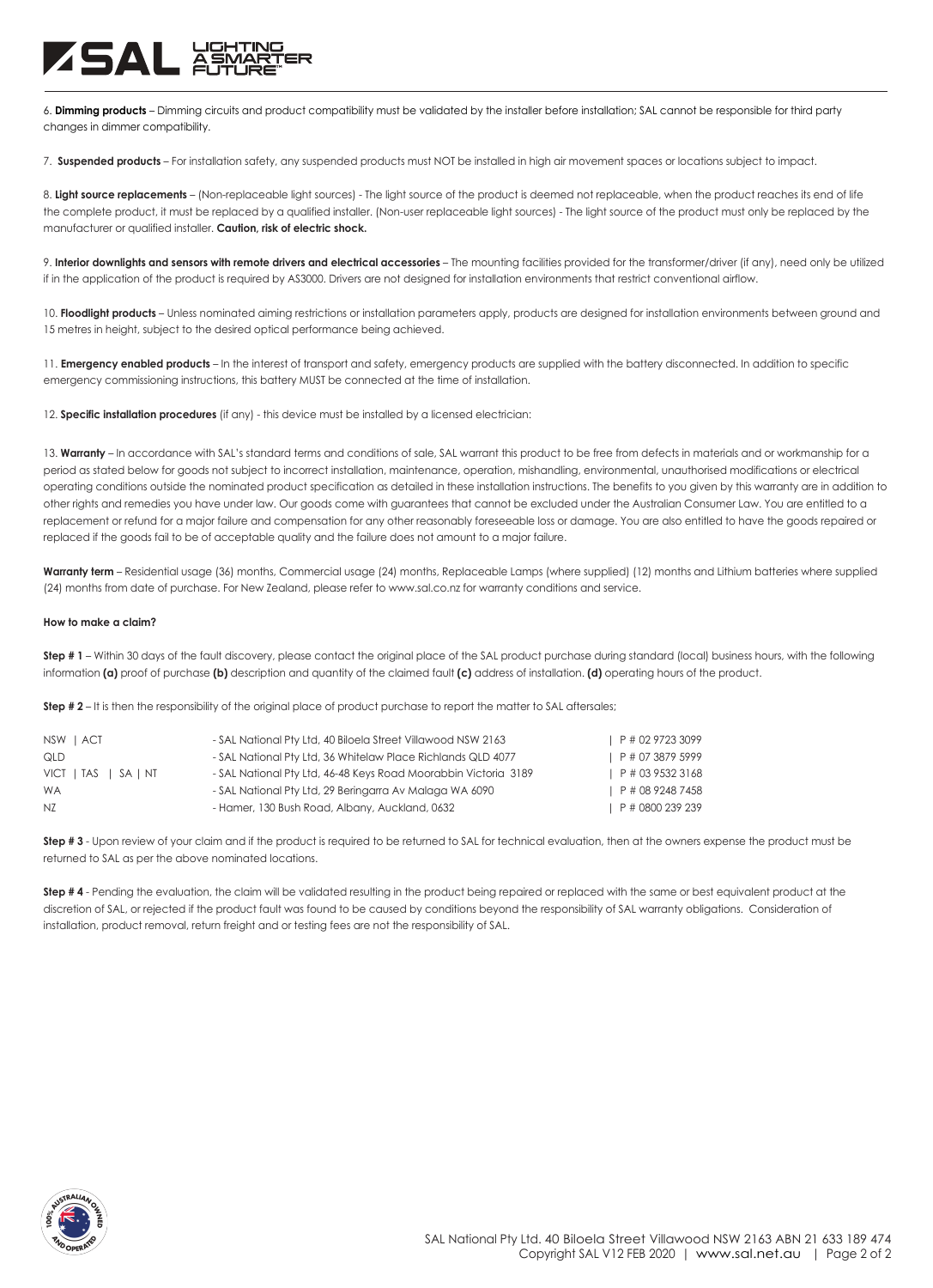6. **Dimming products** – Dimming circuits and product compatibility must be validated by the installer before installation; SAL cannot be responsible for third party changes in dimmer compatibility.

7. **Suspended products** – For installation safety, any suspended products must NOT be installed in high air movement spaces or locations subject to impact.

8. **Light source replacements** – (Non-replaceable light sources) - The light source of the product is deemed not replaceable, when the product reaches its end of life the complete product, it must be replaced by a qualified installer. (Non-user replaceable light sources) - The light source of the product must only be replaced by the manufacturer or qualified installer. **Caution, risk of electric shock.**

9. **Interior downlights and sensors with remote drivers and electrical accessories** – The mounting facilities provided for the transformer/driver (if any), need only be utilized if in the application of the product is required by AS3000. Drivers are not designed for installation environments that restrict conventional airflow.

10. **Floodlight products** – Unless nominated aiming restrictions or installation parameters apply, products are designed for installation environments between ground and 15 metres in height, subject to the desired optical performance being achieved.

11. **Emergency enabled products** – In the interest of transport and safety, emergency products are supplied with the battery disconnected. In addition to specific emergency commissioning instructions, this battery MUST be connected at the time of installation.

12. **Specific installation procedures** (if any) - this device must be installed by a licensed electrician:

13. **Warranty** – In accordance with SAL's standard terms and conditions of sale, SAL warrant this product to be free from defects in materials and or workmanship for a period as stated below for goods not subject to incorrect installation, maintenance, operation, mishandling, environmental, unauthorised modifications or electrical operating conditions outside the nominated product specification as detailed in these installation instructions. The benefits to you given by this warranty are in addition to other rights and remedies you have under law. Our goods come with guarantees that cannot be excluded under the Australian Consumer Law. You are entitled to a replacement or refund for a major failure and compensation for any other reasonably foreseeable loss or damage. You are also entitled to have the goods repaired or replaced if the goods fail to be of acceptable quality and the failure does not amount to a major failure.

**Warranty term** – Residential usage (36) months, Commercial usage (24) months, Replaceable Lamps (where supplied) (12) months and Lithium batteries where supplied (24) months from date of purchase. For New Zealand, please refer to www.sal.co.nz for warranty conditions and service.

**How to make a claim?**

**Step # 1** – Within 30 days of the fault discovery, please contact the original place of the SAL product purchase during standard (local) business hours, with the following information **(a)** proof of purchase **(b)** description and quantity of the claimed fault **(c)** address of installation. **(d)** operating hours of the product.

**Step # 2** – It is then the responsibility of the original place of product purchase to report the matter to SAL aftersales;

| | | |
|---|---|---|
| NSW \| ACT | - SAL National Pty Ltd, 40 Biloela Street Villawood NSW 2163 | P # 02 9723 3099 |
| QLD | - SAL National Pty Ltd, 36 Whitelaw Place Richlands QLD 4077 | P # 07 3879 5999 |
| VICT \| TAS \| SA \| NT | - SAL National Pty Ltd, 46-48 Keys Road Moorabbin Victoria 3189 | P # 03 9532 3168 |
| WA | - SAL National Pty Ltd, 29 Beringarra Av Malaga WA 6090 | P # 08 9248 7458 |
| NZ | - Hamer, 130 Bush Road, Albany, Auckland, 0632 | P # 0800 239 239 |

**Step # 3** - Upon review of your claim and if the product is required to be returned to SAL for technical evaluation, then at the owners expense the product must be returned to SAL as per the above nominated locations.

**Step # 4** - Pending the evaluation, the claim will be validated resulting in the product being repaired or replaced with the same or best equivalent product at the discretion of SAL, or rejected if the product fault was found to be caused by conditions beyond the responsibility of SAL warranty obligations. Consideration of installation, product removal, return freight and or testing fees are not the responsibility of SAL.

SAL National Pty Ltd. 40 Biloela Street Villawood NSW 2163 ABN 21 633 189 474
Copyright SAL V12 FEB 2020 | www.sal.net.au